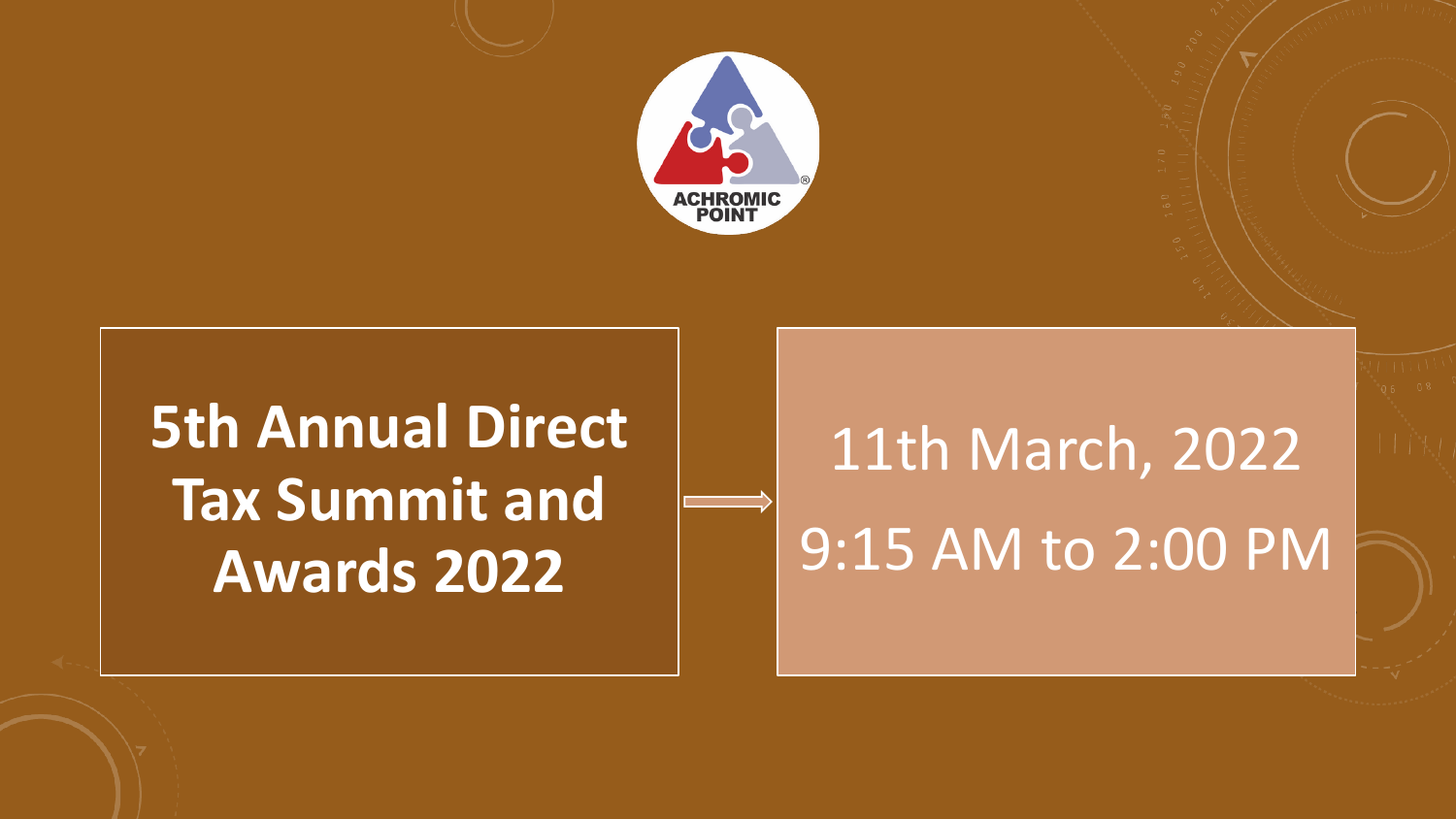ACHROMIC POINT®

# 5th Annual Direct Tax Summit and Awards 2022

11th March, 2022

9:15 AM to 2:00 PM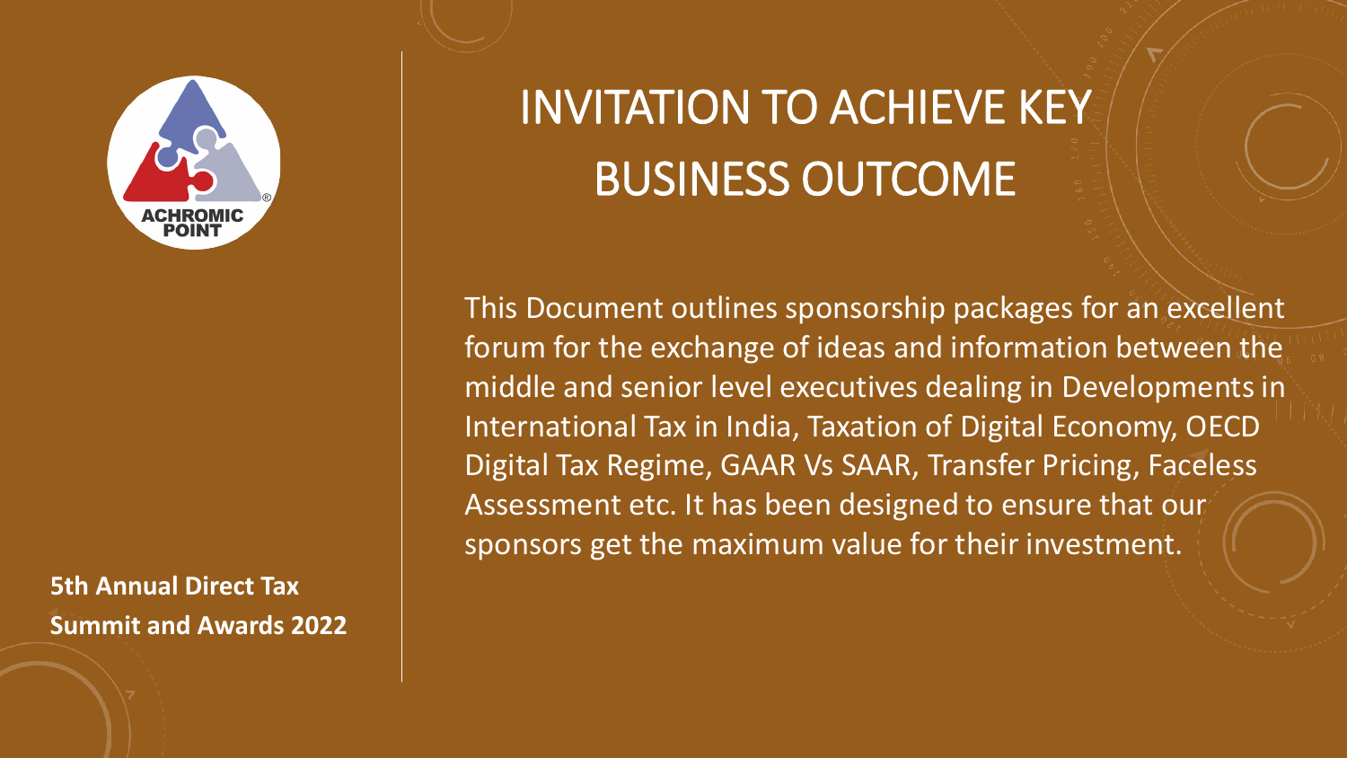ACHROMIC POINT

# INVITATION TO ACHIEVE KEY BUSINESS OUTCOME

This Document outlines sponsorship packages for an excellent forum for the exchange of ideas and information between the middle and senior level executives dealing in Developments in International Tax in India, Taxation of Digital Economy, OECD Digital Tax Regime, GAAR Vs SAAR, Transfer Pricing, Faceless Assessment etc. It has been designed to ensure that our sponsors get the maximum value for their investment.

**5th Annual Direct Tax Summit and Awards 2022**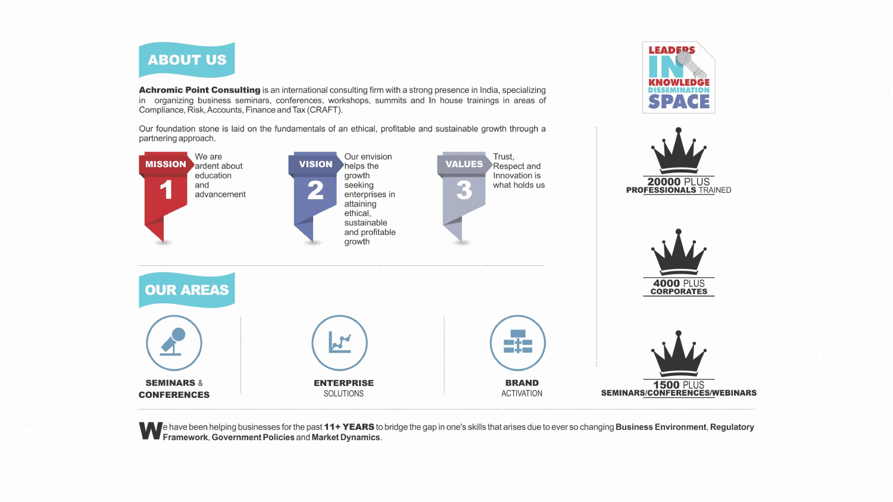## ABOUT US

**Achromic Point Consulting** is an international consulting firm with a strong presence in India, specializing in organizing business seminars, conferences, workshops, summits and In house trainings in areas of Compliance, Risk, Accounts, Finance and Tax (CRAFT).

Our foundation stone is laid on the fundamentals of an ethical, profitable and sustainable growth through a partnering approach.

**MISSION 1** — We are ardent about education and advancement

**VISION 2** — Our envision helps the growth seeking enterprises in attaining ethical, sustainable and profitable growth

**VALUES 3** — Trust, Respect and Innovation is what holds us

## OUR AREAS

- **SEMINARS & CONFERENCES**
- **ENTERPRISE** SOLUTIONS
- **BRAND** ACTIVATION

**LEADERS IN KNOWLEDGE DISSEMINATION SPACE**

- **20000** PLUS **PROFESSIONALS** TRAINED
- **4000** PLUS **CORPORATES**
- **1500** PLUS **SEMINARS/CONFERENCES/WEBINARS**

We have been helping businesses for the past **11+ YEARS** to bridge the gap in one's skills that arises due to ever so changing **Business Environment**, **Regulatory Framework**, **Government Policies** and **Market Dynamics**.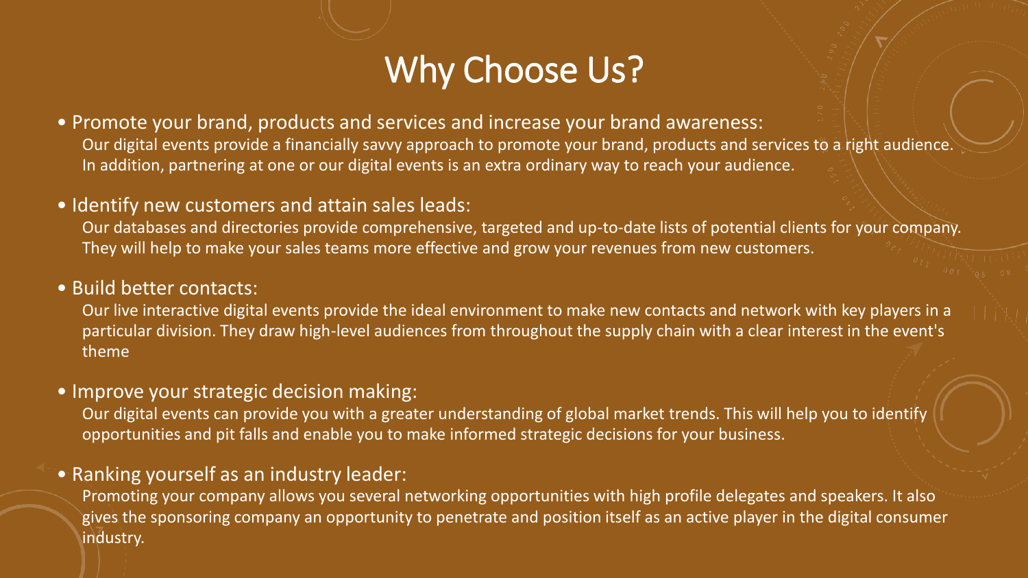# Why Choose Us?

- Promote your brand, products and services and increase your brand awareness:

  Our digital events provide a financially savvy approach to promote your brand, products and services to a right audience. In addition, partnering at one or our digital events is an extra ordinary way to reach your audience.

- Identify new customers and attain sales leads:

  Our databases and directories provide comprehensive, targeted and up-to-date lists of potential clients for your company. They will help to make your sales teams more effective and grow your revenues from new customers.

- Build better contacts:

  Our live interactive digital events provide the ideal environment to make new contacts and network with key players in a particular division. They draw high-level audiences from throughout the supply chain with a clear interest in the event's theme

- Improve your strategic decision making:

  Our digital events can provide you with a greater understanding of global market trends. This will help you to identify opportunities and pit falls and enable you to make informed strategic decisions for your business.

- Ranking yourself as an industry leader:

  Promoting your company allows you several networking opportunities with high profile delegates and speakers. It also gives the sponsoring company an opportunity to penetrate and position itself as an active player in the digital consumer industry.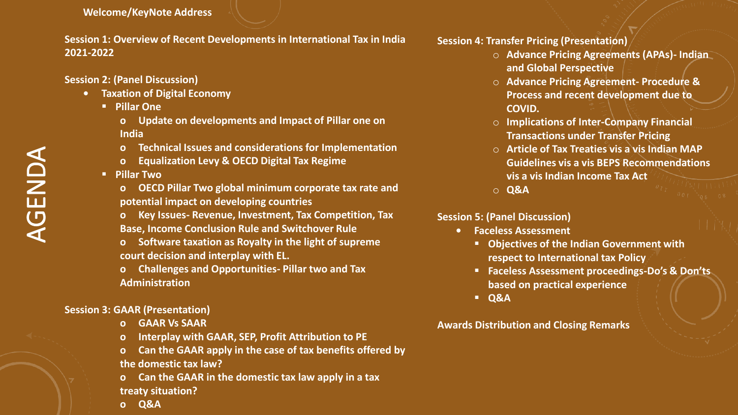# AGENDA

**Welcome/KeyNote Address**

**Session 1: Overview of Recent Developments in International Tax in India 2021-2022**

**Session 2: (Panel Discussion)**

- **Taxation of Digital Economy**
  - **Pillar One**
    - **Update on developments and Impact of Pillar one on India**
    - **Technical Issues and considerations for Implementation**
    - **Equalization Levy & OECD Digital Tax Regime**
  - **Pillar Two**
    - **OECD Pillar Two global minimum corporate tax rate and potential impact on developing countries**
    - **Key Issues- Revenue, Investment, Tax Competition, Tax Base, Income Conclusion Rule and Switchover Rule**
    - **Software taxation as Royalty in the light of supreme court decision and interplay with EL.**
    - **Challenges and Opportunities- Pillar two and Tax Administration**

**Session 3: GAAR (Presentation)**

- **GAAR Vs SAAR**
- **Interplay with GAAR, SEP, Profit Attribution to PE**
- **Can the GAAR apply in the case of tax benefits offered by the domestic tax law?**
- **Can the GAAR in the domestic tax law apply in a tax treaty situation?**
- **Q&A**

**Session 4: Transfer Pricing (Presentation)**

- **Advance Pricing Agreements (APAs)- Indian and Global Perspective**
- **Advance Pricing Agreement- Procedure & Process and recent development due to COVID.**
- **Implications of Inter-Company Financial Transactions under Transfer Pricing**
- **Article of Tax Treaties vis a vis Indian MAP Guidelines vis a vis BEPS Recommendations vis a vis Indian Income Tax Act**
- **Q&A**

**Session 5: (Panel Discussion)**

- **Faceless Assessment**
  - **Objectives of the Indian Government with respect to International tax Policy**
  - **Faceless Assessment proceedings-Do's & Don'ts based on practical experience**
  - **Q&A**

**Awards Distribution and Closing Remarks**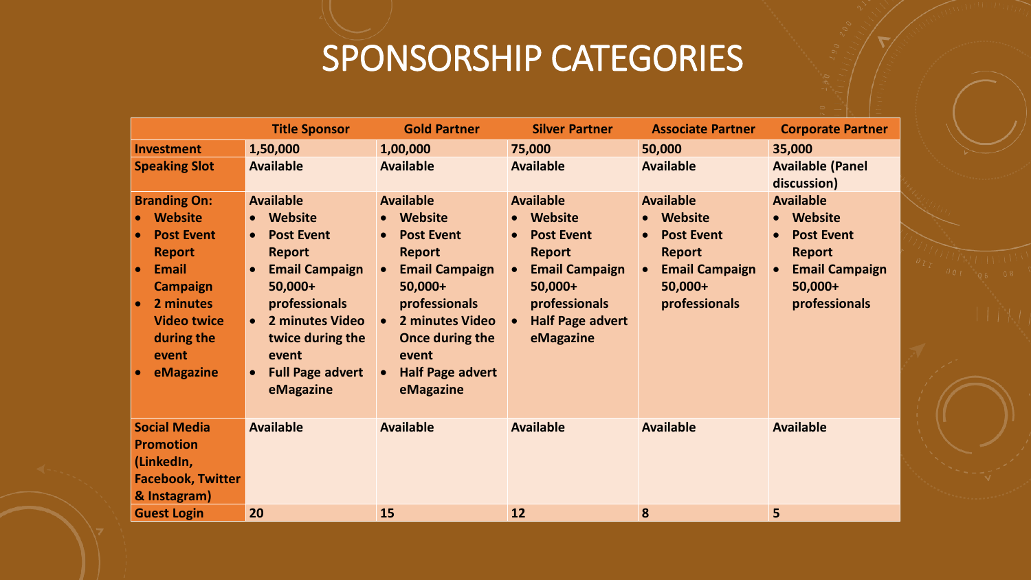# SPONSORSHIP CATEGORIES

| | Title Sponsor | Gold Partner | Silver Partner | Associate Partner | Corporate Partner |
|---|---|---|---|---|---|
| **Investment** | 1,50,000 | 1,00,000 | 75,000 | 50,000 | 35,000 |
| **Speaking Slot** | Available | Available | Available | Available | Available (Panel discussion) |
| **Branding On:**<br>• Website<br>• Post Event Report<br>• Email Campaign<br>• 2 minutes Video twice during the event<br>• eMagazine | Available<br>• Website<br>• Post Event Report<br>• Email Campaign 50,000+ professionals<br>• 2 minutes Video twice during the event<br>• Full Page advert eMagazine | Available<br>• Website<br>• Post Event Report<br>• Email Campaign 50,000+ professionals<br>• 2 minutes Video Once during the event<br>• Half Page advert eMagazine | Available<br>• Website<br>• Post Event Report<br>• Email Campaign 50,000+ professionals<br>• Half Page advert eMagazine | Available<br>• Website<br>• Post Event Report<br>• Email Campaign 50,000+ professionals | Available<br>• Website<br>• Post Event Report<br>• Email Campaign 50,000+ professionals |
| **Social Media Promotion (LinkedIn, Facebook, Twitter & Instagram)** | Available | Available | Available | Available | Available |
| **Guest Login** | 20 | 15 | 12 | 8 | 5 |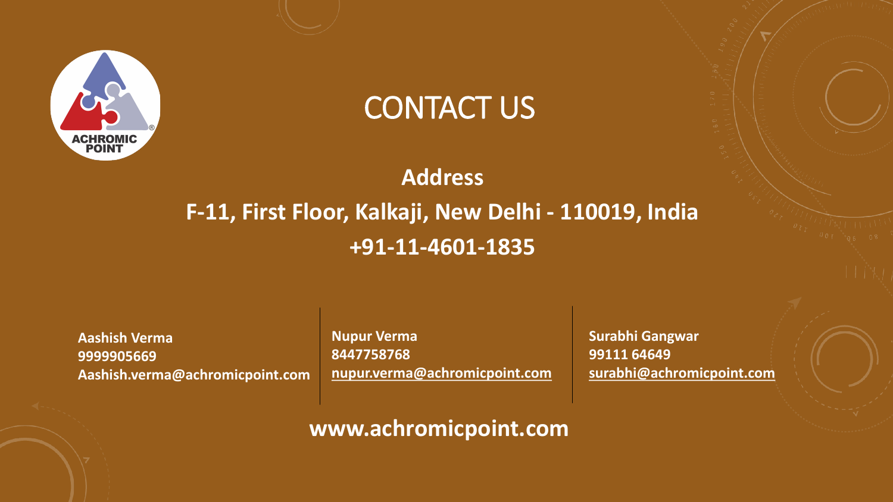# CONTACT US

## Address

**F-11, First Floor, Kalkaji, New Delhi - 110019, India**

**+91-11-4601-1835**

**Aashish Verma**
**9999905669**
**Aashish.verma@achromicpoint.com**

**Nupur Verma**
**8447758768**
**nupur.verma@achromicpoint.com**

**Surabhi Gangwar**
**99111 64649**
**surabhi@achromicpoint.com**

**www.achromicpoint.com**